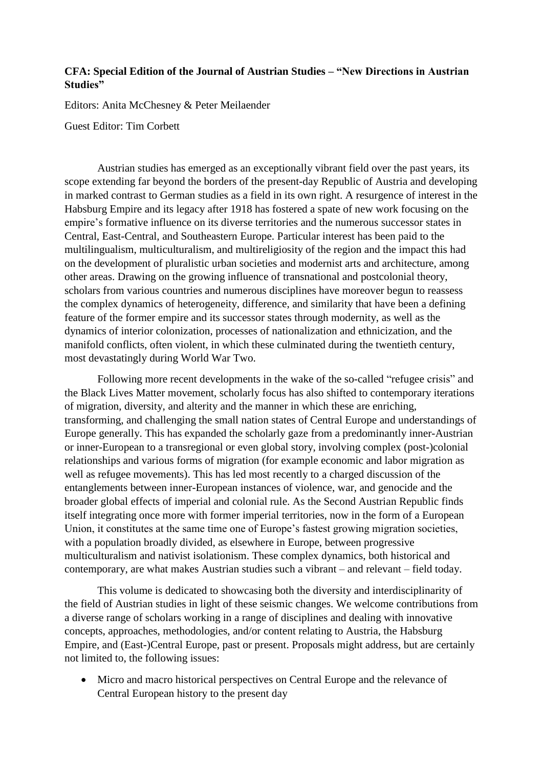**CFA: Special Edition of the Journal of Austrian Studies – "New Directions in Austrian Studies"**

Editors: Anita McChesney & Peter Meilaender

Guest Editor: Tim Corbett

Austrian studies has emerged as an exceptionally vibrant field over the past years, its scope extending far beyond the borders of the present-day Republic of Austria and developing in marked contrast to German studies as a field in its own right. A resurgence of interest in the Habsburg Empire and its legacy after 1918 has fostered a spate of new work focusing on the empire's formative influence on its diverse territories and the numerous successor states in Central, East-Central, and Southeastern Europe. Particular interest has been paid to the multilingualism, multiculturalism, and multireligiosity of the region and the impact this had on the development of pluralistic urban societies and modernist arts and architecture, among other areas. Drawing on the growing influence of transnational and postcolonial theory, scholars from various countries and numerous disciplines have moreover begun to reassess the complex dynamics of heterogeneity, difference, and similarity that have been a defining feature of the former empire and its successor states through modernity, as well as the dynamics of interior colonization, processes of nationalization and ethnicization, and the manifold conflicts, often violent, in which these culminated during the twentieth century, most devastatingly during World War Two.

Following more recent developments in the wake of the so-called "refugee crisis" and the Black Lives Matter movement, scholarly focus has also shifted to contemporary iterations of migration, diversity, and alterity and the manner in which these are enriching, transforming, and challenging the small nation states of Central Europe and understandings of Europe generally. This has expanded the scholarly gaze from a predominantly inner-Austrian or inner-European to a transregional or even global story, involving complex (post-)colonial relationships and various forms of migration (for example economic and labor migration as well as refugee movements). This has led most recently to a charged discussion of the entanglements between inner-European instances of violence, war, and genocide and the broader global effects of imperial and colonial rule. As the Second Austrian Republic finds itself integrating once more with former imperial territories, now in the form of a European Union, it constitutes at the same time one of Europe's fastest growing migration societies, with a population broadly divided, as elsewhere in Europe, between progressive multiculturalism and nativist isolationism. These complex dynamics, both historical and contemporary, are what makes Austrian studies such a vibrant – and relevant – field today.

This volume is dedicated to showcasing both the diversity and interdisciplinarity of the field of Austrian studies in light of these seismic changes. We welcome contributions from a diverse range of scholars working in a range of disciplines and dealing with innovative concepts, approaches, methodologies, and/or content relating to Austria, the Habsburg Empire, and (East-)Central Europe, past or present. Proposals might address, but are certainly not limited to, the following issues:

- Micro and macro historical perspectives on Central Europe and the relevance of Central European history to the present day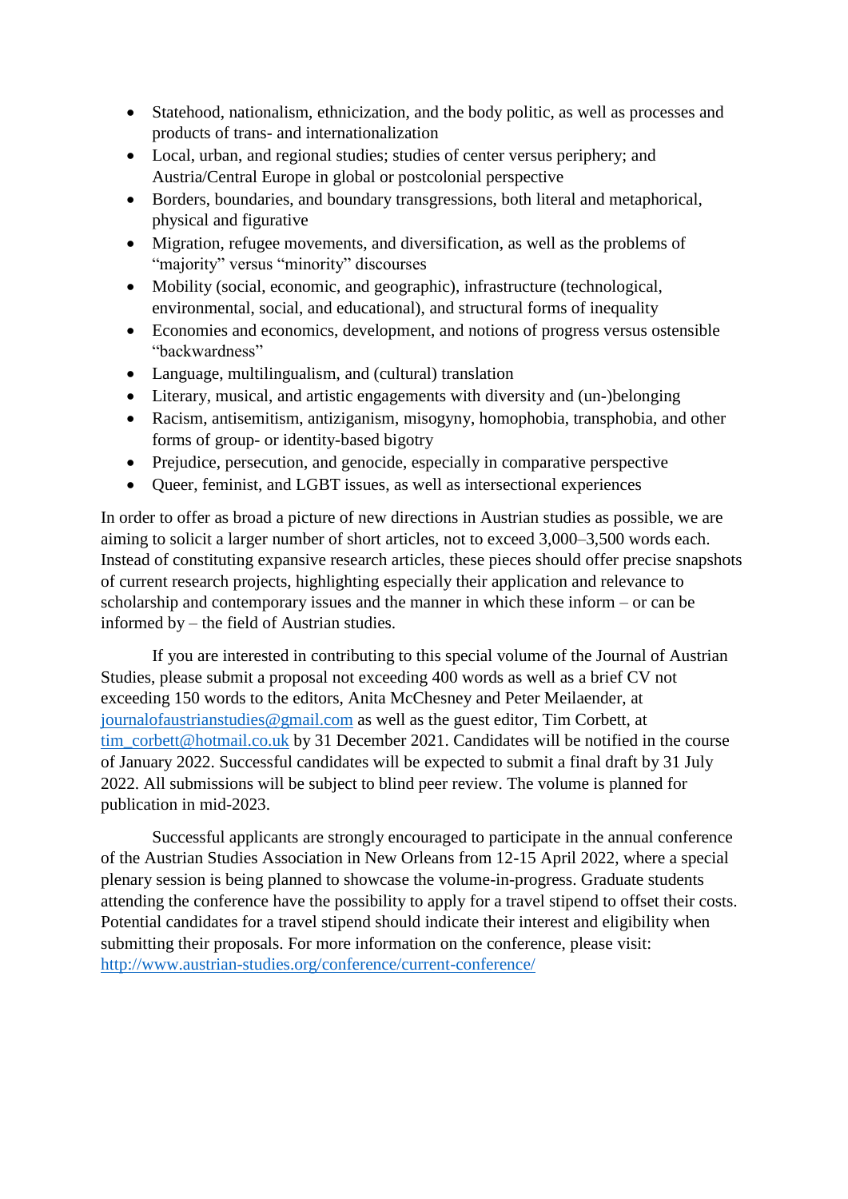- Statehood, nationalism, ethnicization, and the body politic, as well as processes and products of trans- and internationalization
- Local, urban, and regional studies; studies of center versus periphery; and Austria/Central Europe in global or postcolonial perspective
- Borders, boundaries, and boundary transgressions, both literal and metaphorical, physical and figurative
- Migration, refugee movements, and diversification, as well as the problems of "majority" versus "minority" discourses
- Mobility (social, economic, and geographic), infrastructure (technological, environmental, social, and educational), and structural forms of inequality
- Economies and economics, development, and notions of progress versus ostensible "backwardness"
- Language, multilingualism, and (cultural) translation
- Literary, musical, and artistic engagements with diversity and (un-)belonging
- Racism, antisemitism, antiziganism, misogyny, homophobia, transphobia, and other forms of group- or identity-based bigotry
- Prejudice, persecution, and genocide, especially in comparative perspective
- Queer, feminist, and LGBT issues, as well as intersectional experiences

In order to offer as broad a picture of new directions in Austrian studies as possible, we are aiming to solicit a larger number of short articles, not to exceed 3,000–3,500 words each. Instead of constituting expansive research articles, these pieces should offer precise snapshots of current research projects, highlighting especially their application and relevance to scholarship and contemporary issues and the manner in which these inform – or can be informed by – the field of Austrian studies.

If you are interested in contributing to this special volume of the Journal of Austrian Studies, please submit a proposal not exceeding 400 words as well as a brief CV not exceeding 150 words to the editors, Anita McChesney and Peter Meilaender, at journalofaustrianstudies@gmail.com as well as the guest editor, Tim Corbett, at tim_corbett@hotmail.co.uk by 31 December 2021. Candidates will be notified in the course of January 2022. Successful candidates will be expected to submit a final draft by 31 July 2022. All submissions will be subject to blind peer review. The volume is planned for publication in mid-2023.

Successful applicants are strongly encouraged to participate in the annual conference of the Austrian Studies Association in New Orleans from 12-15 April 2022, where a special plenary session is being planned to showcase the volume-in-progress. Graduate students attending the conference have the possibility to apply for a travel stipend to offset their costs. Potential candidates for a travel stipend should indicate their interest and eligibility when submitting their proposals. For more information on the conference, please visit: http://www.austrian-studies.org/conference/current-conference/